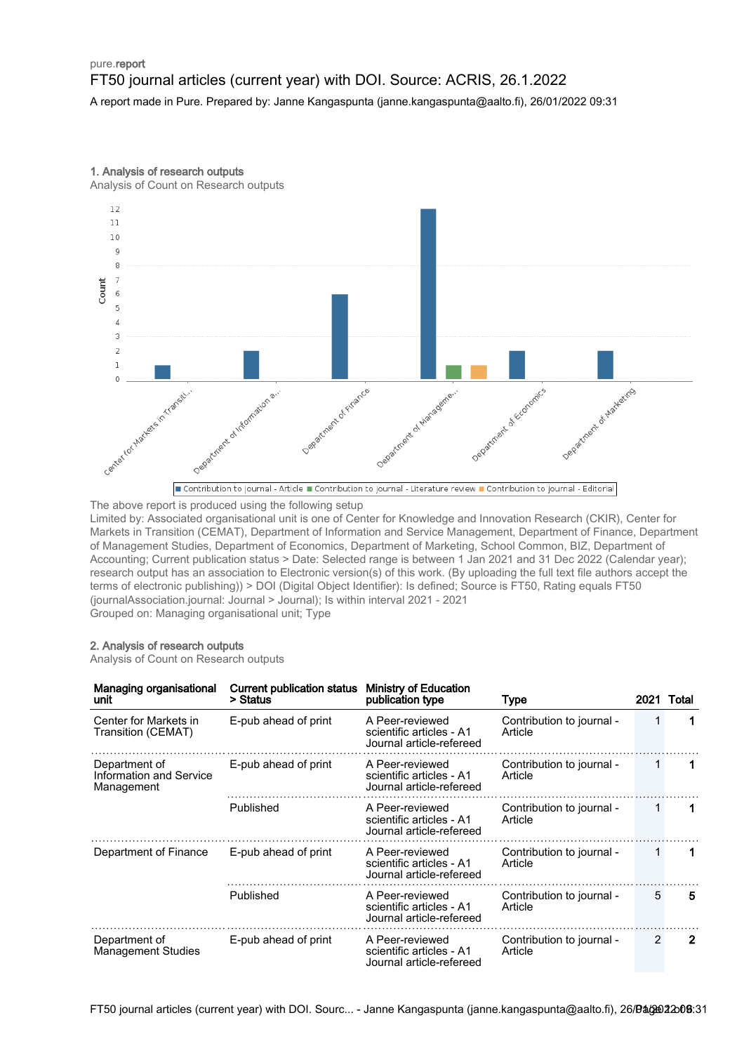pure.report

# FT50 journal articles (current year) with DOI. Source: ACRIS, 26.1.2022

A report made in Pure. Prepared by: Janne Kangaspunta (janne.kangaspunta@aalto.fi), 26/01/2022 09:31

## 1. Analysis of research outputs

Analysis of Count on Research outputs

The above report is produced using the following setup

Limited by: Associated organisational unit is one of Center for Knowledge and Innovation Research (CKIR), Center for Markets in Transition (CEMAT), Department of Information and Service Management, Department of Finance, Department of Management Studies, Department of Economics, Department of Marketing, School Common, BIZ, Department of Accounting; Current publication status > Date: Selected range is between 1 Jan 2021 and 31 Dec 2022 (Calendar year); research output has an association to Electronic version(s) of this work. (By uploading the full text file authors accept the terms of electronic publishing)) > DOI (Digital Object Identifier): Is defined; Source is FT50, Rating equals FT50 (journalAssociation.journal: Journal > Journal); Is within interval 2021 - 2021

Grouped on: Managing organisational unit; Type

## 2. Analysis of research outputs

Analysis of Count on Research outputs

| Managing organisational unit | Current publication status > Status | Ministry of Education publication type | Type | 2021 | Total |
|---|---|---|---|---|---|
| Center for Markets in Transition (CEMAT) | E-pub ahead of print | A Peer-reviewed scientific articles - A1 Journal article-refereed | Contribution to journal - Article | 1 | **1** |
| Department of Information and Service Management | E-pub ahead of print | A Peer-reviewed scientific articles - A1 Journal article-refereed | Contribution to journal - Article | 1 | **1** |
| | Published | A Peer-reviewed scientific articles - A1 Journal article-refereed | Contribution to journal - Article | 1 | **1** |
| Department of Finance | E-pub ahead of print | A Peer-reviewed scientific articles - A1 Journal article-refereed | Contribution to journal - Article | 1 | **1** |
| | Published | A Peer-reviewed scientific articles - A1 Journal article-refereed | Contribution to journal - Article | 5 | **5** |
| Department of Management Studies | E-pub ahead of print | A Peer-reviewed scientific articles - A1 Journal article-refereed | Contribution to journal - Article | 2 | **2** |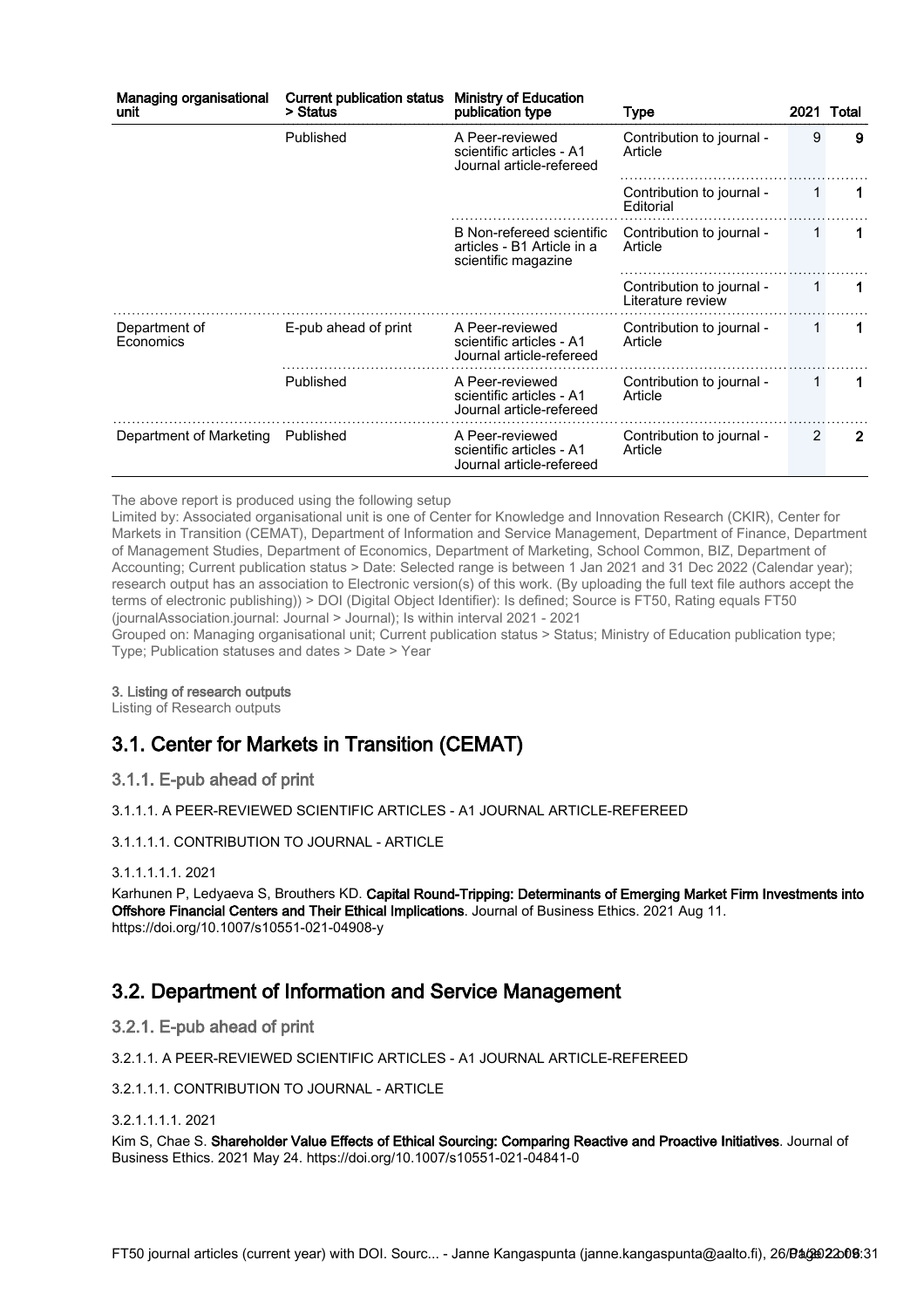| Managing organisational unit | Current publication status > Status | Ministry of Education publication type | Type | 2021 | Total |
|---|---|---|---|---|---|
| | Published | A Peer-reviewed scientific articles - A1 Journal article-refereed | Contribution to journal - Article | 9 | **9** |
| | | | Contribution to journal - Editorial | 1 | **1** |
| | | B Non-refereed scientific articles - B1 Article in a scientific magazine | Contribution to journal - Article | 1 | **1** |
| | | | Contribution to journal - Literature review | 1 | **1** |
| Department of Economics | E-pub ahead of print | A Peer-reviewed scientific articles - A1 Journal article-refereed | Contribution to journal - Article | 1 | **1** |
| | Published | A Peer-reviewed scientific articles - A1 Journal article-refereed | Contribution to journal - Article | 1 | **1** |
| Department of Marketing | Published | A Peer-reviewed scientific articles - A1 Journal article-refereed | Contribution to journal - Article | 2 | **2** |

The above report is produced using the following setup

Limited by: Associated organisational unit is one of Center for Knowledge and Innovation Research (CKIR), Center for Markets in Transition (CEMAT), Department of Information and Service Management, Department of Finance, Department of Management Studies, Department of Economics, Department of Marketing, School Common, BIZ, Department of Accounting; Current publication status > Date: Selected range is between 1 Jan 2021 and 31 Dec 2022 (Calendar year); research output has an association to Electronic version(s) of this work. (By uploading the full text file authors accept the terms of electronic publishing)) > DOI (Digital Object Identifier): Is defined; Source is FT50, Rating equals FT50 (journalAssociation.journal: Journal > Journal); Is within interval 2021 - 2021

Grouped on: Managing organisational unit; Current publication status > Status; Ministry of Education publication type; Type; Publication statuses and dates > Date > Year

**3. Listing of research outputs**

Listing of Research outputs

## 3.1. Center for Markets in Transition (CEMAT)

### 3.1.1. E-pub ahead of print

3.1.1.1. A PEER-REVIEWED SCIENTIFIC ARTICLES - A1 JOURNAL ARTICLE-REFEREED

3.1.1.1.1. CONTRIBUTION TO JOURNAL - ARTICLE

3.1.1.1.1.1. 2021

Karhunen P, Ledyaeva S, Brouthers KD. **Capital Round-Tripping: Determinants of Emerging Market Firm Investments into Offshore Financial Centers and Their Ethical Implications**. Journal of Business Ethics. 2021 Aug 11. https://doi.org/10.1007/s10551-021-04908-y

## 3.2. Department of Information and Service Management

### 3.2.1. E-pub ahead of print

3.2.1.1. A PEER-REVIEWED SCIENTIFIC ARTICLES - A1 JOURNAL ARTICLE-REFEREED

3.2.1.1.1. CONTRIBUTION TO JOURNAL - ARTICLE

3.2.1.1.1.1. 2021

Kim S, Chae S. **Shareholder Value Effects of Ethical Sourcing: Comparing Reactive and Proactive Initiatives**. Journal of Business Ethics. 2021 May 24. https://doi.org/10.1007/s10551-021-04841-0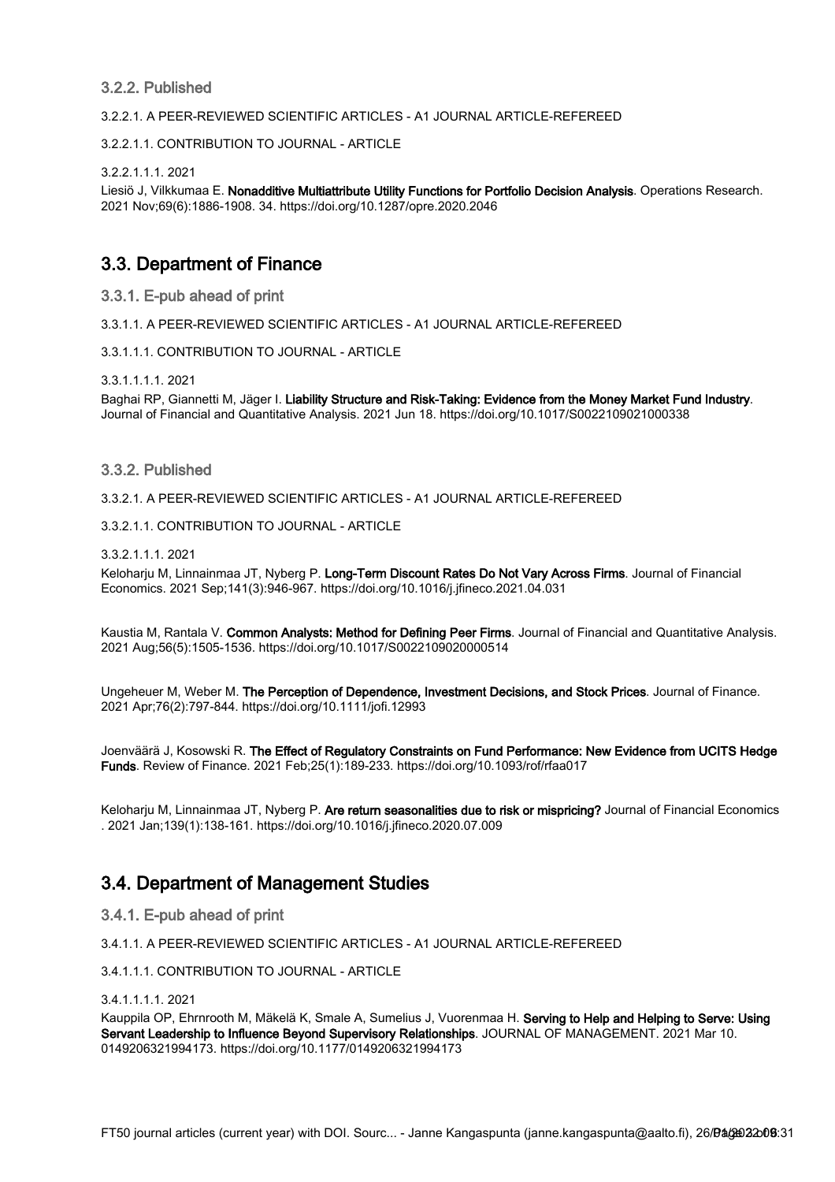### 3.2.2. Published

3.2.2.1. A PEER-REVIEWED SCIENTIFIC ARTICLES - A1 JOURNAL ARTICLE-REFEREED

3.2.2.1.1. CONTRIBUTION TO JOURNAL - ARTICLE

3.2.2.1.1.1. 2021

Liesiö J, Vilkkumaa E. **Nonadditive Multiattribute Utility Functions for Portfolio Decision Analysis**. Operations Research. 2021 Nov;69(6):1886-1908. 34. https://doi.org/10.1287/opre.2020.2046

## 3.3. Department of Finance

### 3.3.1. E-pub ahead of print

3.3.1.1. A PEER-REVIEWED SCIENTIFIC ARTICLES - A1 JOURNAL ARTICLE-REFEREED

3.3.1.1.1. CONTRIBUTION TO JOURNAL - ARTICLE

3.3.1.1.1.1. 2021

Baghai RP, Giannetti M, Jäger I. **Liability Structure and Risk-Taking: Evidence from the Money Market Fund Industry**. Journal of Financial and Quantitative Analysis. 2021 Jun 18. https://doi.org/10.1017/S0022109021000338

### 3.3.2. Published

3.3.2.1. A PEER-REVIEWED SCIENTIFIC ARTICLES - A1 JOURNAL ARTICLE-REFEREED

3.3.2.1.1. CONTRIBUTION TO JOURNAL - ARTICLE

3.3.2.1.1.1. 2021

Keloharju M, Linnainmaa JT, Nyberg P. **Long-Term Discount Rates Do Not Vary Across Firms**. Journal of Financial Economics. 2021 Sep;141(3):946-967. https://doi.org/10.1016/j.jfineco.2021.04.031

Kaustia M, Rantala V. **Common Analysts: Method for Defining Peer Firms**. Journal of Financial and Quantitative Analysis. 2021 Aug;56(5):1505-1536. https://doi.org/10.1017/S0022109020000514

Ungeheuer M, Weber M. **The Perception of Dependence, Investment Decisions, and Stock Prices**. Journal of Finance. 2021 Apr;76(2):797-844. https://doi.org/10.1111/jofi.12993

Joenväärä J, Kosowski R. **The Effect of Regulatory Constraints on Fund Performance: New Evidence from UCITS Hedge Funds**. Review of Finance. 2021 Feb;25(1):189-233. https://doi.org/10.1093/rof/rfaa017

Keloharju M, Linnainmaa JT, Nyberg P. **Are return seasonalities due to risk or mispricing?** Journal of Financial Economics . 2021 Jan;139(1):138-161. https://doi.org/10.1016/j.jfineco.2020.07.009

## 3.4. Department of Management Studies

### 3.4.1. E-pub ahead of print

3.4.1.1. A PEER-REVIEWED SCIENTIFIC ARTICLES - A1 JOURNAL ARTICLE-REFEREED

3.4.1.1.1. CONTRIBUTION TO JOURNAL - ARTICLE

3.4.1.1.1.1. 2021

Kauppila OP, Ehrnrooth M, Mäkelä K, Smale A, Sumelius J, Vuorenmaa H. **Serving to Help and Helping to Serve: Using Servant Leadership to Influence Beyond Supervisory Relationships**. JOURNAL OF MANAGEMENT. 2021 Mar 10. 0149206321994173. https://doi.org/10.1177/0149206321994173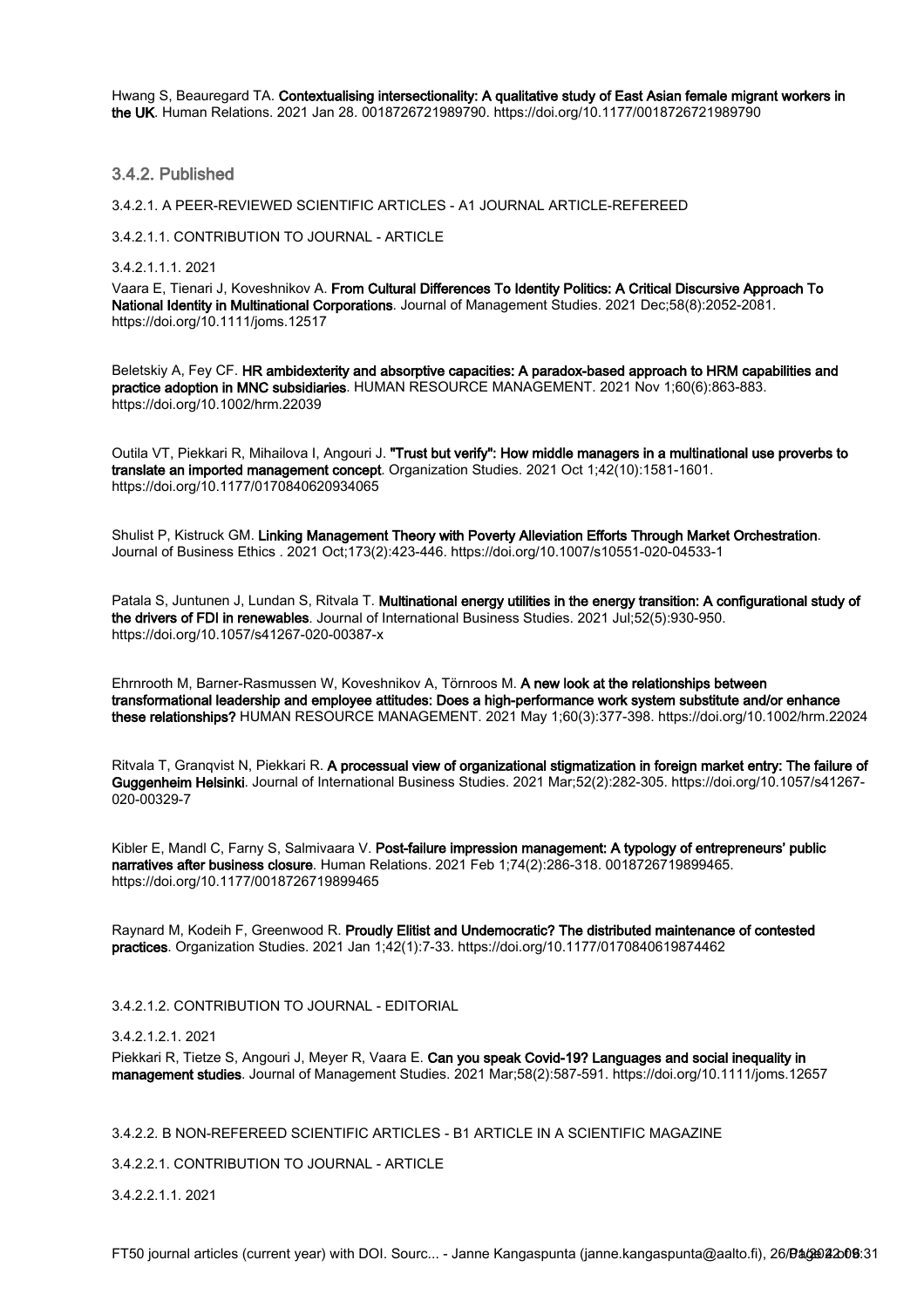Hwang S, Beauregard TA. **Contextualising intersectionality: A qualitative study of East Asian female migrant workers in the UK**. Human Relations. 2021 Jan 28. 0018726721989790. https://doi.org/10.1177/0018726721989790

## 3.4.2. Published

3.4.2.1. A PEER-REVIEWED SCIENTIFIC ARTICLES - A1 JOURNAL ARTICLE-REFEREED

3.4.2.1.1. CONTRIBUTION TO JOURNAL - ARTICLE

3.4.2.1.1.1. 2021

Vaara E, Tienari J, Koveshnikov A. **From Cultural Differences To Identity Politics: A Critical Discursive Approach To National Identity in Multinational Corporations**. Journal of Management Studies. 2021 Dec;58(8):2052-2081. https://doi.org/10.1111/joms.12517

Beletskiy A, Fey CF. **HR ambidexterity and absorptive capacities: A paradox-based approach to HRM capabilities and practice adoption in MNC subsidiaries**. HUMAN RESOURCE MANAGEMENT. 2021 Nov 1;60(6):863-883. https://doi.org/10.1002/hrm.22039

Outila VT, Piekkari R, Mihailova I, Angouri J. **"Trust but verify": How middle managers in a multinational use proverbs to translate an imported management concept**. Organization Studies. 2021 Oct 1;42(10):1581-1601. https://doi.org/10.1177/0170840620934065

Shulist P, Kistruck GM. **Linking Management Theory with Poverty Alleviation Efforts Through Market Orchestration**. Journal of Business Ethics . 2021 Oct;173(2):423-446. https://doi.org/10.1007/s10551-020-04533-1

Patala S, Juntunen J, Lundan S, Ritvala T. **Multinational energy utilities in the energy transition: A configurational study of the drivers of FDI in renewables**. Journal of International Business Studies. 2021 Jul;52(5):930-950. https://doi.org/10.1057/s41267-020-00387-x

Ehrnrooth M, Barner-Rasmussen W, Koveshnikov A, Törnroos M. **A new look at the relationships between transformational leadership and employee attitudes: Does a high-performance work system substitute and/or enhance these relationships?** HUMAN RESOURCE MANAGEMENT. 2021 May 1;60(3):377-398. https://doi.org/10.1002/hrm.22024

Ritvala T, Granqvist N, Piekkari R. **A processual view of organizational stigmatization in foreign market entry: The failure of Guggenheim Helsinki**. Journal of International Business Studies. 2021 Mar;52(2):282-305. https://doi.org/10.1057/s41267-020-00329-7

Kibler E, Mandl C, Farny S, Salmivaara V. **Post-failure impression management: A typology of entrepreneurs' public narratives after business closure**. Human Relations. 2021 Feb 1;74(2):286-318. 0018726719899465. https://doi.org/10.1177/0018726719899465

Raynard M, Kodeih F, Greenwood R. **Proudly Elitist and Undemocratic? The distributed maintenance of contested practices**. Organization Studies. 2021 Jan 1;42(1):7-33. https://doi.org/10.1177/0170840619874462

3.4.2.1.2. CONTRIBUTION TO JOURNAL - EDITORIAL

3.4.2.1.2.1. 2021

Piekkari R, Tietze S, Angouri J, Meyer R, Vaara E. **Can you speak Covid-19? Languages and social inequality in management studies**. Journal of Management Studies. 2021 Mar;58(2):587-591. https://doi.org/10.1111/joms.12657

3.4.2.2. B NON-REFEREED SCIENTIFIC ARTICLES - B1 ARTICLE IN A SCIENTIFIC MAGAZINE

3.4.2.2.1. CONTRIBUTION TO JOURNAL - ARTICLE

3.4.2.2.1.1. 2021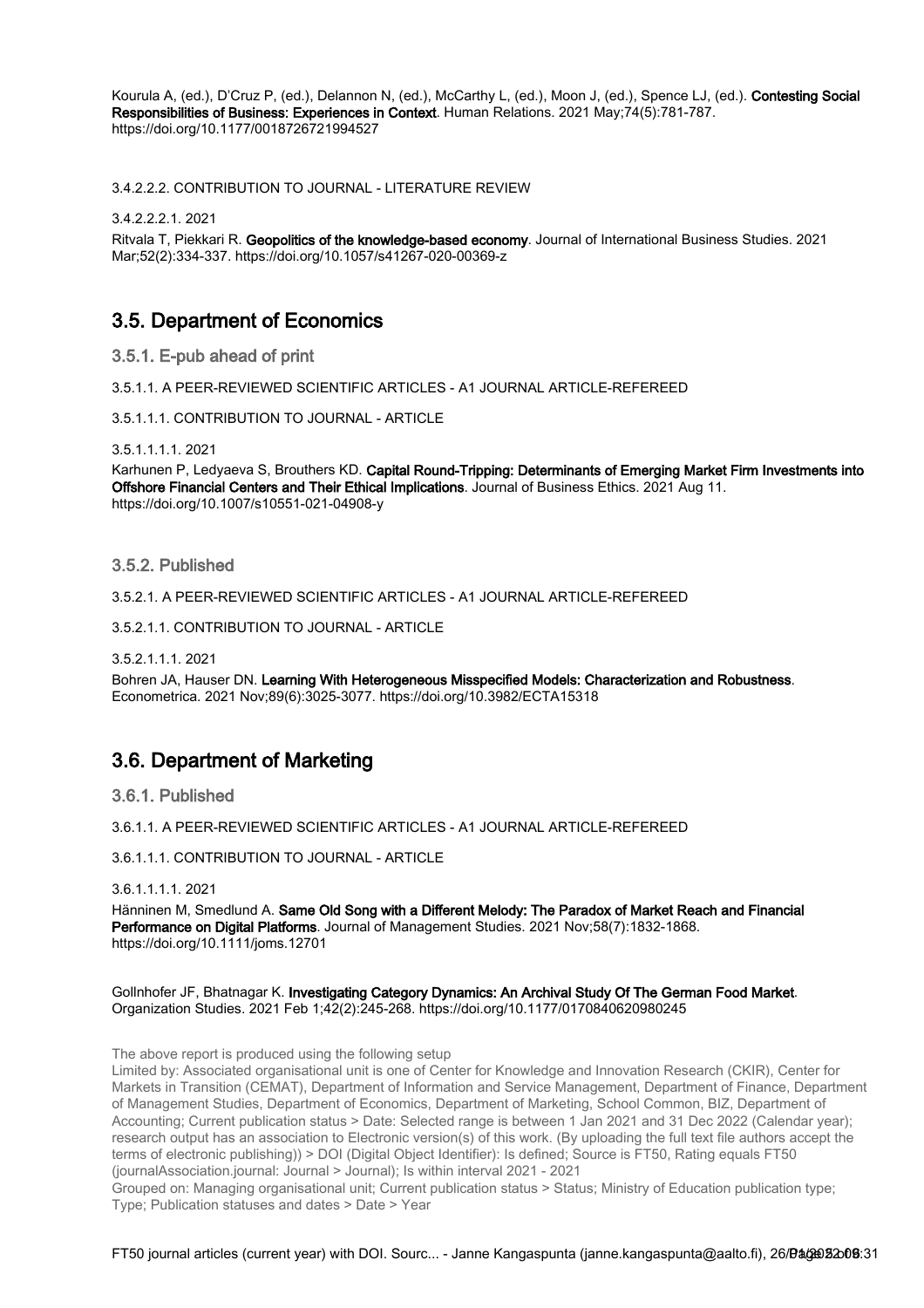Kourula A, (ed.), D'Cruz P, (ed.), Delannon N, (ed.), McCarthy L, (ed.), Moon J, (ed.), Spence LJ, (ed.). **Contesting Social Responsibilities of Business: Experiences in Context**. Human Relations. 2021 May;74(5):781-787. https://doi.org/10.1177/0018726721994527

3.4.2.2.2. CONTRIBUTION TO JOURNAL - LITERATURE REVIEW

3.4.2.2.2.1. 2021

Ritvala T, Piekkari R. **Geopolitics of the knowledge-based economy**. Journal of International Business Studies. 2021 Mar;52(2):334-337. https://doi.org/10.1057/s41267-020-00369-z

## 3.5. Department of Economics

### 3.5.1. E-pub ahead of print

3.5.1.1. A PEER-REVIEWED SCIENTIFIC ARTICLES - A1 JOURNAL ARTICLE-REFEREED

3.5.1.1.1. CONTRIBUTION TO JOURNAL - ARTICLE

3.5.1.1.1.1. 2021

Karhunen P, Ledyaeva S, Brouthers KD. **Capital Round-Tripping: Determinants of Emerging Market Firm Investments into Offshore Financial Centers and Their Ethical Implications**. Journal of Business Ethics. 2021 Aug 11. https://doi.org/10.1007/s10551-021-04908-y

### 3.5.2. Published

3.5.2.1. A PEER-REVIEWED SCIENTIFIC ARTICLES - A1 JOURNAL ARTICLE-REFEREED

3.5.2.1.1. CONTRIBUTION TO JOURNAL - ARTICLE

3.5.2.1.1.1. 2021

Bohren JA, Hauser DN. **Learning With Heterogeneous Misspecified Models: Characterization and Robustness**. Econometrica. 2021 Nov;89(6):3025-3077. https://doi.org/10.3982/ECTA15318

## 3.6. Department of Marketing

### 3.6.1. Published

3.6.1.1. A PEER-REVIEWED SCIENTIFIC ARTICLES - A1 JOURNAL ARTICLE-REFEREED

3.6.1.1.1. CONTRIBUTION TO JOURNAL - ARTICLE

3.6.1.1.1.1. 2021

Hänninen M, Smedlund A. **Same Old Song with a Different Melody: The Paradox of Market Reach and Financial Performance on Digital Platforms**. Journal of Management Studies. 2021 Nov;58(7):1832-1868. https://doi.org/10.1111/joms.12701

Gollnhofer JF, Bhatnagar K. **Investigating Category Dynamics: An Archival Study Of The German Food Market**. Organization Studies. 2021 Feb 1;42(2):245-268. https://doi.org/10.1177/0170840620980245

The above report is produced using the following setup

Limited by: Associated organisational unit is one of Center for Knowledge and Innovation Research (CKIR), Center for Markets in Transition (CEMAT), Department of Information and Service Management, Department of Finance, Department of Management Studies, Department of Economics, Department of Marketing, School Common, BIZ, Department of Accounting; Current publication status > Date: Selected range is between 1 Jan 2021 and 31 Dec 2022 (Calendar year); research output has an association to Electronic version(s) of this work. (By uploading the full text file authors accept the terms of electronic publishing)) > DOI (Digital Object Identifier): Is defined; Source is FT50, Rating equals FT50 (journalAssociation.journal: Journal > Journal); Is within interval 2021 - 2021

Grouped on: Managing organisational unit; Current publication status > Status; Ministry of Education publication type; Type; Publication statuses and dates > Date > Year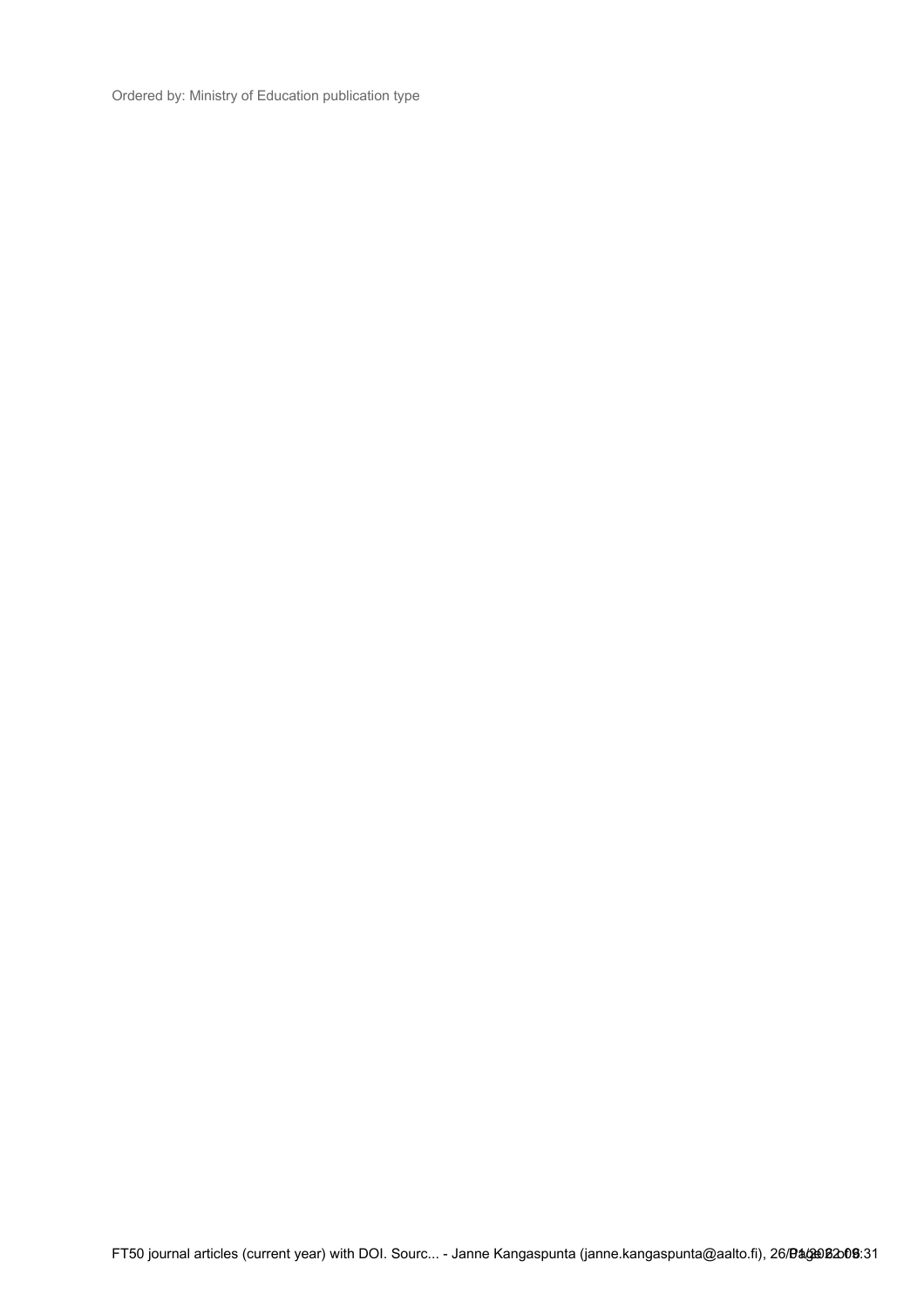Ordered by: Ministry of Education publication type